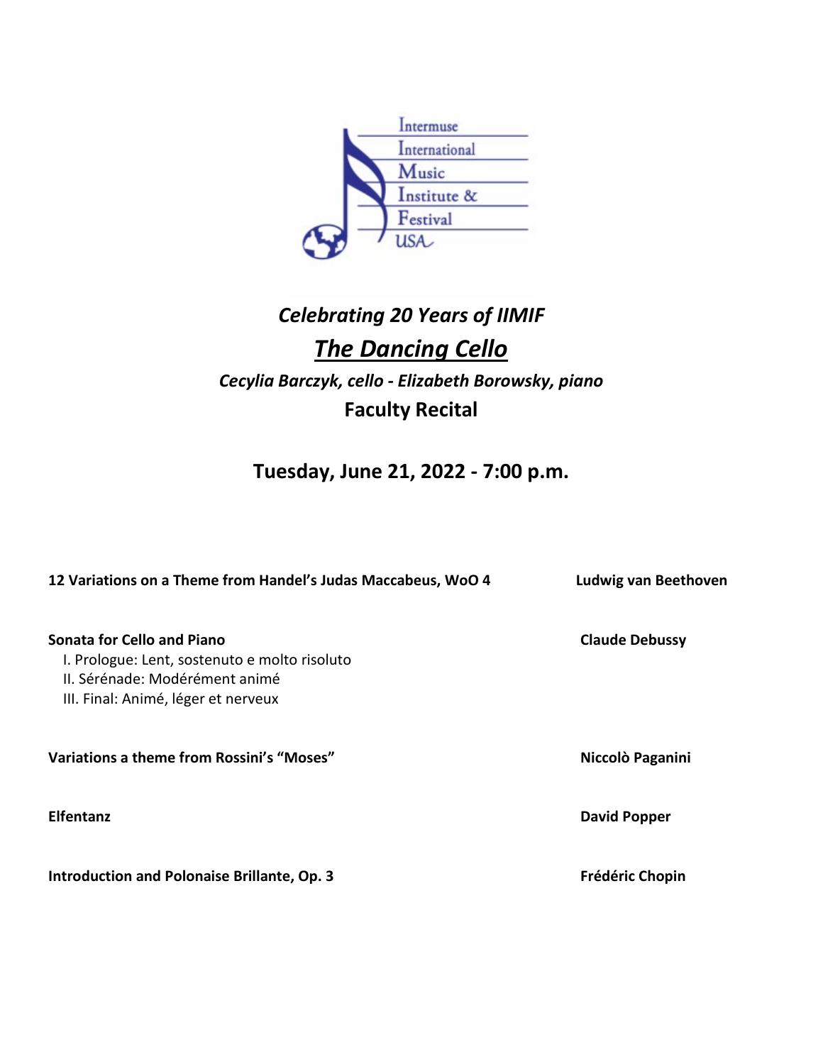Intermuse International Music Institute & Festival USA

## *Celebrating 20 Years of IIMIF*

# ***The Dancing Cello***

***Cecylia Barczyk, cello - Elizabeth Borowsky, piano***

**Faculty Recital**

**Tuesday, June 21, 2022 - 7:00 p.m.**

**12 Variations on a Theme from Handel's Judas Maccabeus, WoO 4** — **Ludwig van Beethoven**

**Sonata for Cello and Piano** — **Claude Debussy**

I. Prologue: Lent, sostenuto e molto risoluto
II. Sérénade: Modérément animé
III. Final: Animé, léger et nerveux

**Variations a theme from Rossini's "Moses"** — **Niccolò Paganini**

**Elfentanz** — **David Popper**

**Introduction and Polonaise Brillante, Op. 3** — **Frédéric Chopin**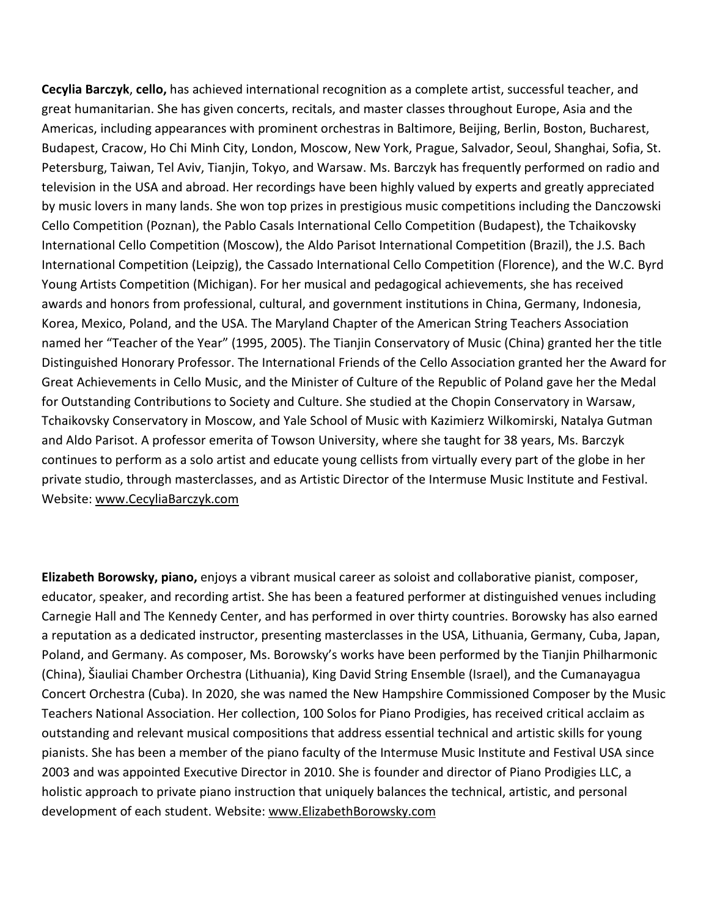**Cecylia Barczyk**, **cello,** has achieved international recognition as a complete artist, successful teacher, and great humanitarian. She has given concerts, recitals, and master classes throughout Europe, Asia and the Americas, including appearances with prominent orchestras in Baltimore, Beijing, Berlin, Boston, Bucharest, Budapest, Cracow, Ho Chi Minh City, London, Moscow, New York, Prague, Salvador, Seoul, Shanghai, Sofia, St. Petersburg, Taiwan, Tel Aviv, Tianjin, Tokyo, and Warsaw. Ms. Barczyk has frequently performed on radio and television in the USA and abroad. Her recordings have been highly valued by experts and greatly appreciated by music lovers in many lands. She won top prizes in prestigious music competitions including the Danczowski Cello Competition (Poznan), the Pablo Casals International Cello Competition (Budapest), the Tchaikovsky International Cello Competition (Moscow), the Aldo Parisot International Competition (Brazil), the J.S. Bach International Competition (Leipzig), the Cassado International Cello Competition (Florence), and the W.C. Byrd Young Artists Competition (Michigan). For her musical and pedagogical achievements, she has received awards and honors from professional, cultural, and government institutions in China, Germany, Indonesia, Korea, Mexico, Poland, and the USA. The Maryland Chapter of the American String Teachers Association named her "Teacher of the Year" (1995, 2005). The Tianjin Conservatory of Music (China) granted her the title Distinguished Honorary Professor. The International Friends of the Cello Association granted her the Award for Great Achievements in Cello Music, and the Minister of Culture of the Republic of Poland gave her the Medal for Outstanding Contributions to Society and Culture. She studied at the Chopin Conservatory in Warsaw, Tchaikovsky Conservatory in Moscow, and Yale School of Music with Kazimierz Wilkomirski, Natalya Gutman and Aldo Parisot. A professor emerita of Towson University, where she taught for 38 years, Ms. Barczyk continues to perform as a solo artist and educate young cellists from virtually every part of the globe in her private studio, through masterclasses, and as Artistic Director of the Intermuse Music Institute and Festival. Website: www.CecyliaBarczyk.com

**Elizabeth Borowsky, piano,** enjoys a vibrant musical career as soloist and collaborative pianist, composer, educator, speaker, and recording artist. She has been a featured performer at distinguished venues including Carnegie Hall and The Kennedy Center, and has performed in over thirty countries. Borowsky has also earned a reputation as a dedicated instructor, presenting masterclasses in the USA, Lithuania, Germany, Cuba, Japan, Poland, and Germany. As composer, Ms. Borowsky's works have been performed by the Tianjin Philharmonic (China), Šiauliai Chamber Orchestra (Lithuania), King David String Ensemble (Israel), and the Cumanayagua Concert Orchestra (Cuba). In 2020, she was named the New Hampshire Commissioned Composer by the Music Teachers National Association. Her collection, 100 Solos for Piano Prodigies, has received critical acclaim as outstanding and relevant musical compositions that address essential technical and artistic skills for young pianists. She has been a member of the piano faculty of the Intermuse Music Institute and Festival USA since 2003 and was appointed Executive Director in 2010. She is founder and director of Piano Prodigies LLC, a holistic approach to private piano instruction that uniquely balances the technical, artistic, and personal development of each student. Website: www.ElizabethBorowsky.com